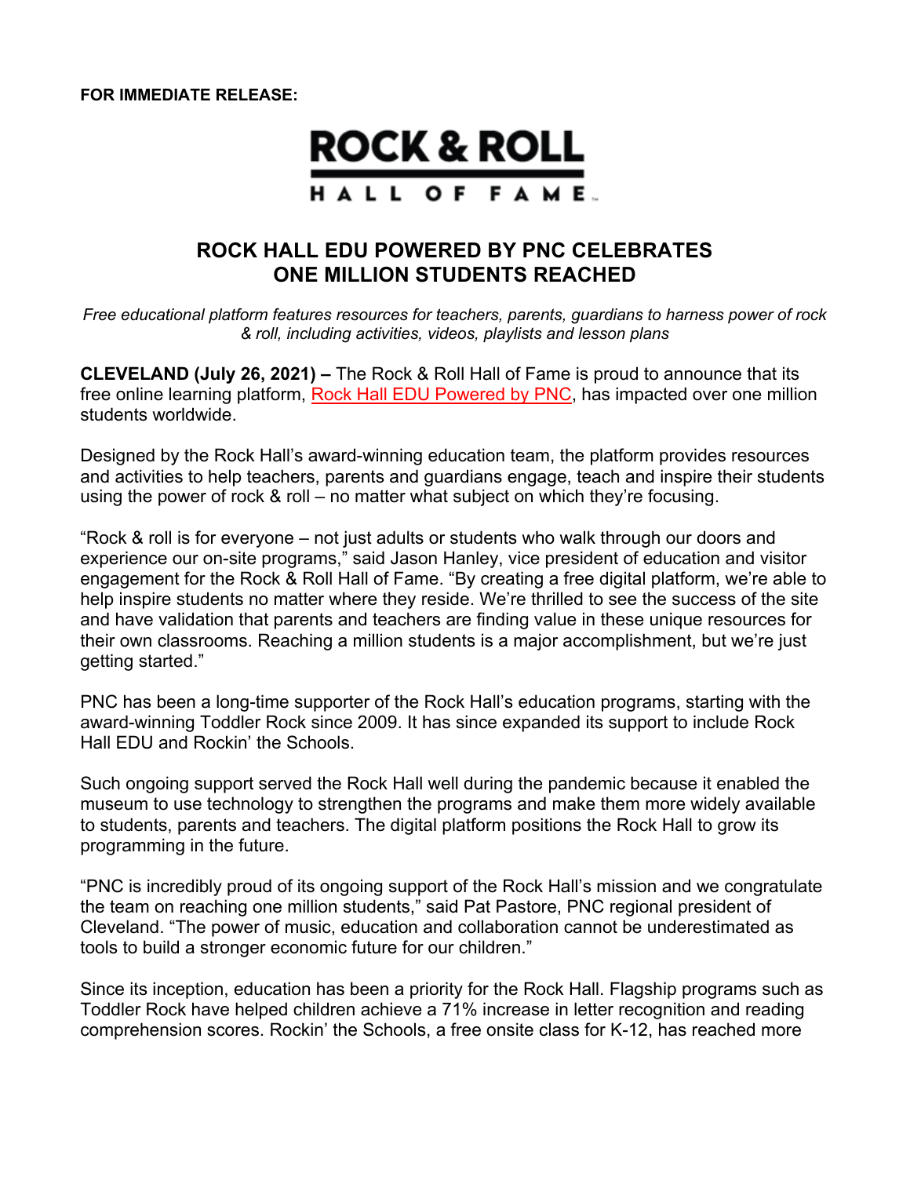**FOR IMMEDIATE RELEASE:**

ROCK & ROLL

HALL OF FAME

# ROCK HALL EDU POWERED BY PNC CELEBRATES ONE MILLION STUDENTS REACHED

*Free educational platform features resources for teachers, parents, guardians to harness power of rock & roll, including activities, videos, playlists and lesson plans*

**CLEVELAND (July 26, 2021) –** The Rock & Roll Hall of Fame is proud to announce that its free online learning platform, Rock Hall EDU Powered by PNC, has impacted over one million students worldwide.

Designed by the Rock Hall's award-winning education team, the platform provides resources and activities to help teachers, parents and guardians engage, teach and inspire their students using the power of rock & roll – no matter what subject on which they're focusing.

"Rock & roll is for everyone – not just adults or students who walk through our doors and experience our on-site programs," said Jason Hanley, vice president of education and visitor engagement for the Rock & Roll Hall of Fame. "By creating a free digital platform, we're able to help inspire students no matter where they reside. We're thrilled to see the success of the site and have validation that parents and teachers are finding value in these unique resources for their own classrooms. Reaching a million students is a major accomplishment, but we're just getting started."

PNC has been a long-time supporter of the Rock Hall's education programs, starting with the award-winning Toddler Rock since 2009. It has since expanded its support to include Rock Hall EDU and Rockin' the Schools.

Such ongoing support served the Rock Hall well during the pandemic because it enabled the museum to use technology to strengthen the programs and make them more widely available to students, parents and teachers. The digital platform positions the Rock Hall to grow its programming in the future.

"PNC is incredibly proud of its ongoing support of the Rock Hall's mission and we congratulate the team on reaching one million students," said Pat Pastore, PNC regional president of Cleveland. "The power of music, education and collaboration cannot be underestimated as tools to build a stronger economic future for our children."

Since its inception, education has been a priority for the Rock Hall. Flagship programs such as Toddler Rock have helped children achieve a 71% increase in letter recognition and reading comprehension scores. Rockin' the Schools, a free onsite class for K-12, has reached more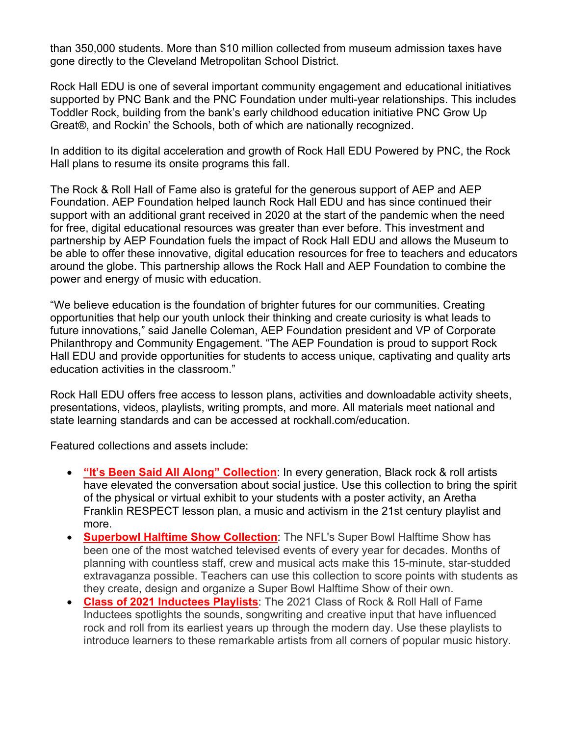than 350,000 students. More than $10 million collected from museum admission taxes have gone directly to the Cleveland Metropolitan School District.

Rock Hall EDU is one of several important community engagement and educational initiatives supported by PNC Bank and the PNC Foundation under multi-year relationships. This includes Toddler Rock, building from the bank's early childhood education initiative PNC Grow Up Great®, and Rockin' the Schools, both of which are nationally recognized.

In addition to its digital acceleration and growth of Rock Hall EDU Powered by PNC, the Rock Hall plans to resume its onsite programs this fall.

The Rock & Roll Hall of Fame also is grateful for the generous support of AEP and AEP Foundation. AEP Foundation helped launch Rock Hall EDU and has since continued their support with an additional grant received in 2020 at the start of the pandemic when the need for free, digital educational resources was greater than ever before. This investment and partnership by AEP Foundation fuels the impact of Rock Hall EDU and allows the Museum to be able to offer these innovative, digital education resources for free to teachers and educators around the globe. This partnership allows the Rock Hall and AEP Foundation to combine the power and energy of music with education.

"We believe education is the foundation of brighter futures for our communities. Creating opportunities that help our youth unlock their thinking and create curiosity is what leads to future innovations," said Janelle Coleman, AEP Foundation president and VP of Corporate Philanthropy and Community Engagement. "The AEP Foundation is proud to support Rock Hall EDU and provide opportunities for students to access unique, captivating and quality arts education activities in the classroom."

Rock Hall EDU offers free access to lesson plans, activities and downloadable activity sheets, presentations, videos, playlists, writing prompts, and more. All materials meet national and state learning standards and can be accessed at rockhall.com/education.

Featured collections and assets include:

- **"It's Been Said All Along" Collection**: In every generation, Black rock & roll artists have elevated the conversation about social justice. Use this collection to bring the spirit of the physical or virtual exhibit to your students with a poster activity, an Aretha Franklin RESPECT lesson plan, a music and activism in the 21st century playlist and more.
- **Superbowl Halftime Show Collection**: The NFL's Super Bowl Halftime Show has been one of the most watched televised events of every year for decades. Months of planning with countless staff, crew and musical acts make this 15-minute, star-studded extravaganza possible. Teachers can use this collection to score points with students as they create, design and organize a Super Bowl Halftime Show of their own.
- **Class of 2021 Inductees Playlists**: The 2021 Class of Rock & Roll Hall of Fame Inductees spotlights the sounds, songwriting and creative input that have influenced rock and roll from its earliest years up through the modern day. Use these playlists to introduce learners to these remarkable artists from all corners of popular music history.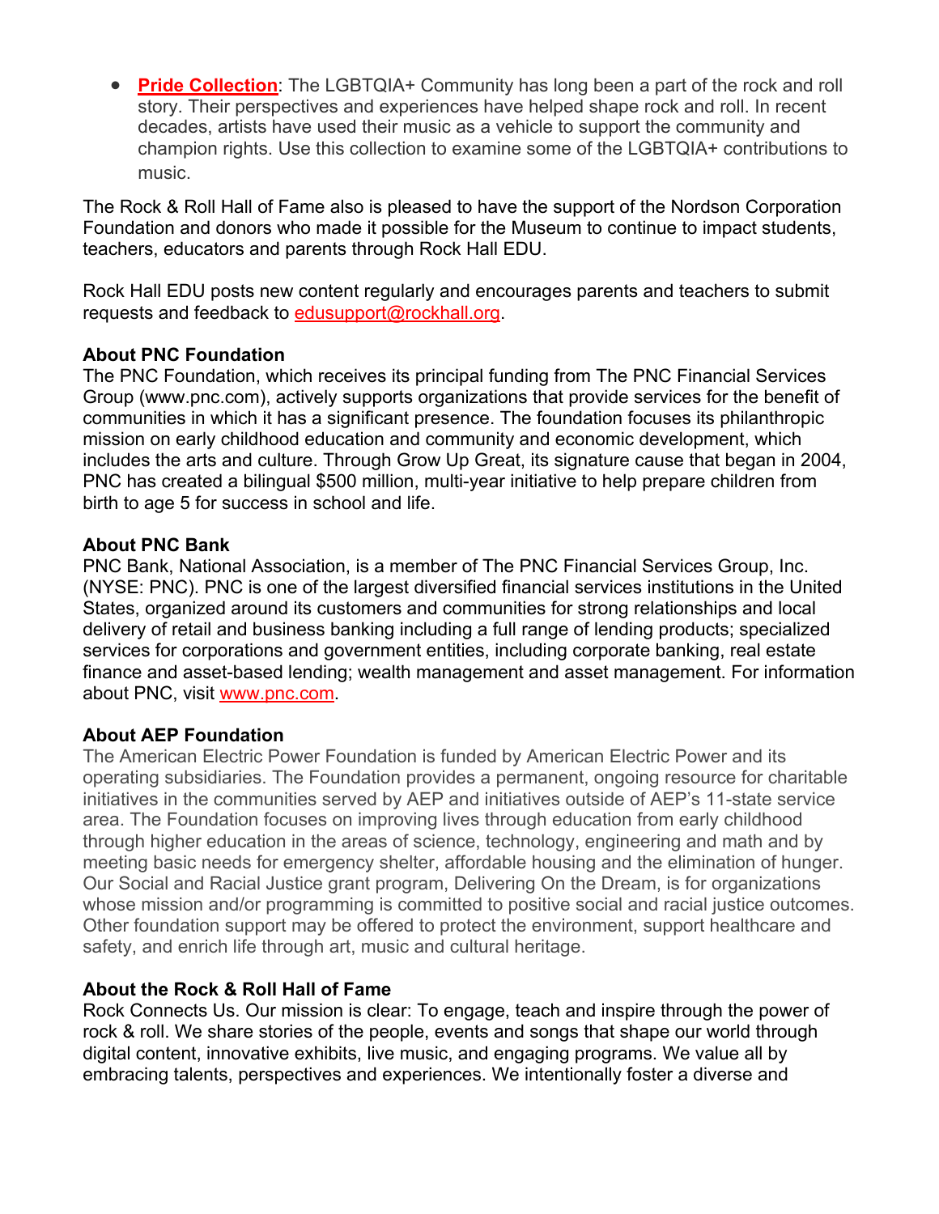- **Pride Collection**: The LGBTQIA+ Community has long been a part of the rock and roll story. Their perspectives and experiences have helped shape rock and roll. In recent decades, artists have used their music as a vehicle to support the community and champion rights. Use this collection to examine some of the LGBTQIA+ contributions to music.

The Rock & Roll Hall of Fame also is pleased to have the support of the Nordson Corporation Foundation and donors who made it possible for the Museum to continue to impact students, teachers, educators and parents through Rock Hall EDU.

Rock Hall EDU posts new content regularly and encourages parents and teachers to submit requests and feedback to edusupport@rockhall.org.

**About PNC Foundation**
The PNC Foundation, which receives its principal funding from The PNC Financial Services Group (www.pnc.com), actively supports organizations that provide services for the benefit of communities in which it has a significant presence. The foundation focuses its philanthropic mission on early childhood education and community and economic development, which includes the arts and culture. Through Grow Up Great, its signature cause that began in 2004, PNC has created a bilingual $500 million, multi-year initiative to help prepare children from birth to age 5 for success in school and life.

**About PNC Bank**
PNC Bank, National Association, is a member of The PNC Financial Services Group, Inc. (NYSE: PNC). PNC is one of the largest diversified financial services institutions in the United States, organized around its customers and communities for strong relationships and local delivery of retail and business banking including a full range of lending products; specialized services for corporations and government entities, including corporate banking, real estate finance and asset-based lending; wealth management and asset management. For information about PNC, visit www.pnc.com.

**About AEP Foundation**
The American Electric Power Foundation is funded by American Electric Power and its operating subsidiaries. The Foundation provides a permanent, ongoing resource for charitable initiatives in the communities served by AEP and initiatives outside of AEP's 11-state service area. The Foundation focuses on improving lives through education from early childhood through higher education in the areas of science, technology, engineering and math and by meeting basic needs for emergency shelter, affordable housing and the elimination of hunger. Our Social and Racial Justice grant program, Delivering On the Dream, is for organizations whose mission and/or programming is committed to positive social and racial justice outcomes. Other foundation support may be offered to protect the environment, support healthcare and safety, and enrich life through art, music and cultural heritage.

**About the Rock & Roll Hall of Fame**
Rock Connects Us. Our mission is clear: To engage, teach and inspire through the power of rock & roll. We share stories of the people, events and songs that shape our world through digital content, innovative exhibits, live music, and engaging programs. We value all by embracing talents, perspectives and experiences. We intentionally foster a diverse and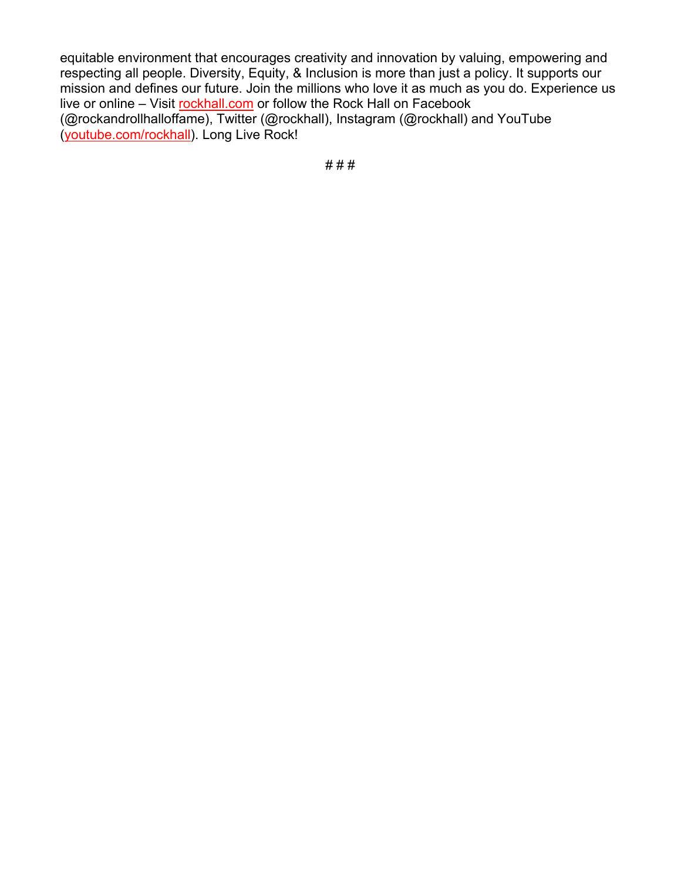equitable environment that encourages creativity and innovation by valuing, empowering and respecting all people. Diversity, Equity, & Inclusion is more than just a policy. It supports our mission and defines our future. Join the millions who love it as much as you do. Experience us live or online – Visit rockhall.com or follow the Rock Hall on Facebook (@rockandrollhalloffame), Twitter (@rockhall), Instagram (@rockhall) and YouTube (youtube.com/rockhall). Long Live Rock!

# # #